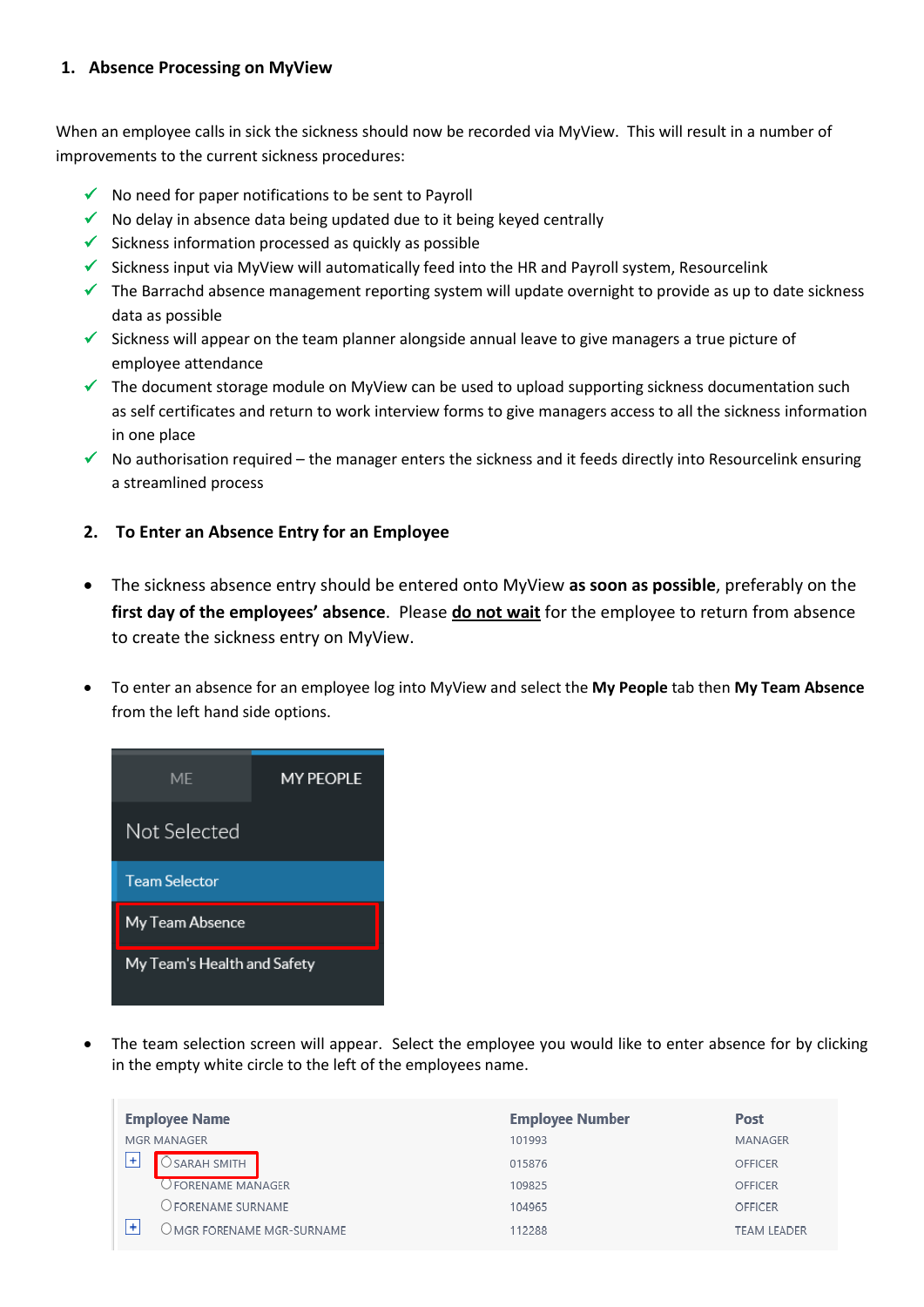## 1. Absence Processing on MyView

When an employee calls in sick the sickness should now be recorded via MyView. This will result in a number of improvements to the current sickness procedures:

- ✓ No need for paper notifications to be sent to Payroll
- ✓ No delay in absence data being updated due to it being keyed centrally
- ✓ Sickness information processed as quickly as possible
- ✓ Sickness input via MyView will automatically feed into the HR and Payroll system, Resourcelink
- ✓ The Barrachd absence management reporting system will update overnight to provide as up to date sickness data as possible
- ✓ Sickness will appear on the team planner alongside annual leave to give managers a true picture of employee attendance
- ✓ The document storage module on MyView can be used to upload supporting sickness documentation such as self certificates and return to work interview forms to give managers access to all the sickness information in one place
- ✓ No authorisation required – the manager enters the sickness and it feeds directly into Resourcelink ensuring a streamlined process

## 2. To Enter an Absence Entry for an Employee

- The sickness absence entry should be entered onto MyView **as soon as possible**, preferably on the **first day of the employees' absence**. Please **do not wait** for the employee to return from absence to create the sickness entry on MyView.

- To enter an absence for an employee log into MyView and select the **My People** tab then **My Team Absence** from the left hand side options.

ME | MY PEOPLE

Not Selected

Team Selector

My Team Absence

My Team's Health and Safety

- The team selection screen will appear. Select the employee you would like to enter absence for by clicking in the empty white circle to the left of the employees name.

| Employee Name | Employee Number | Post |
|---|---|---|
| MGR MANAGER | 101993 | MANAGER |
| [+] ○ SARAH SMITH | 015876 | OFFICER |
| ○ FORENAME MANAGER | 109825 | OFFICER |
| ○ FORENAME SURNAME | 104965 | OFFICER |
| [+] ○ MGR FORENAME MGR-SURNAME | 112288 | TEAM LEADER |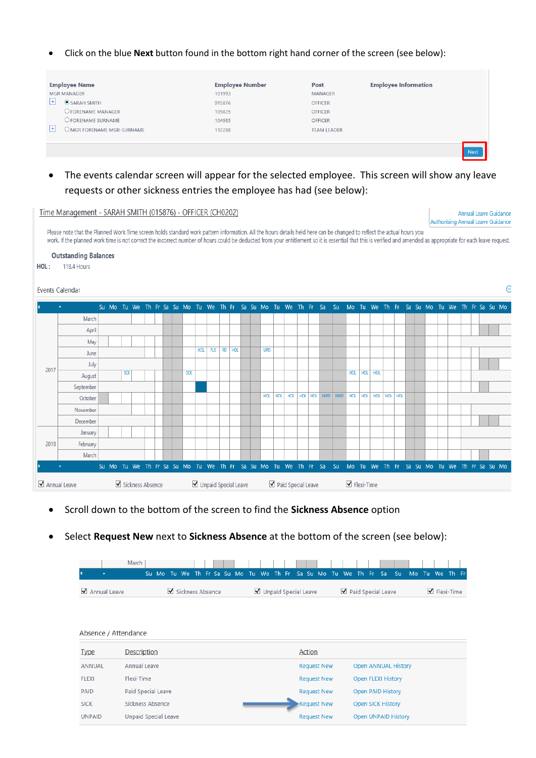- Click on the blue **Next** button found in the bottom right hand corner of the screen (see below):

| Employee Name | Employee Number | Post | Employee Information |
|---|---|---|---|
| MGR MANAGER | 101993 | MANAGER | |
| SARAH SMITH | 015876 | OFFICER | |
| FORENAME MANAGER | 109825 | OFFICER | |
| FORENAME SURNAME | 104965 | OFFICER | |
| MGR FORENAME MGR-SURNAME | 112288 | TEAM LEADER | |

Next

- The events calendar screen will appear for the selected employee. This screen will show any leave requests or other sickness entries the employee has had (see below):

Time Management - SARAH SMITH (015876) - OFFICER (CH0202)

Annual Leave Guidance
Authorising Annual Leave Guidance

Please note that the Planned Work Time screen holds standard work pattern information. All the hours details held here can be changed to reflect the actual hours you work. If the planned work time is not correct the incorrect number of hours could be deducted from your entitlement so it is essential that this is verified and amended as appropriate for each leave request.

**Outstanding Balances**

**HOL :** 118.4 Hours

Events Calendar

☑ Annual Leave ☑ Sickness Absence ☑ Unpaid Special Leave ☑ Paid Special Leave ☑ Flexi-Time

- Scroll down to the bottom of the screen to find the **Sickness Absence** option
- Select **Request New** next to **Sickness Absence** at the bottom of the screen (see below):

☑ Annual Leave ☑ Sickness Absence ☑ Unpaid Special Leave ☑ Paid Special Leave ☑ Flexi-Time

Absence / Attendance

| Type | Description | Action | |
|---|---|---|---|
| ANNUAL | Annual Leave | Request New | Open ANNUAL History |
| FLEXI | Flexi-Time | Request New | Open FLEXI History |
| PAID | Paid Special Leave | Request New | Open PAID History |
| SICK | Sickness Absence | Request New | Open SICK History |
| UNPAID | Unpaid Special Leave | Request New | Open UNPAID History |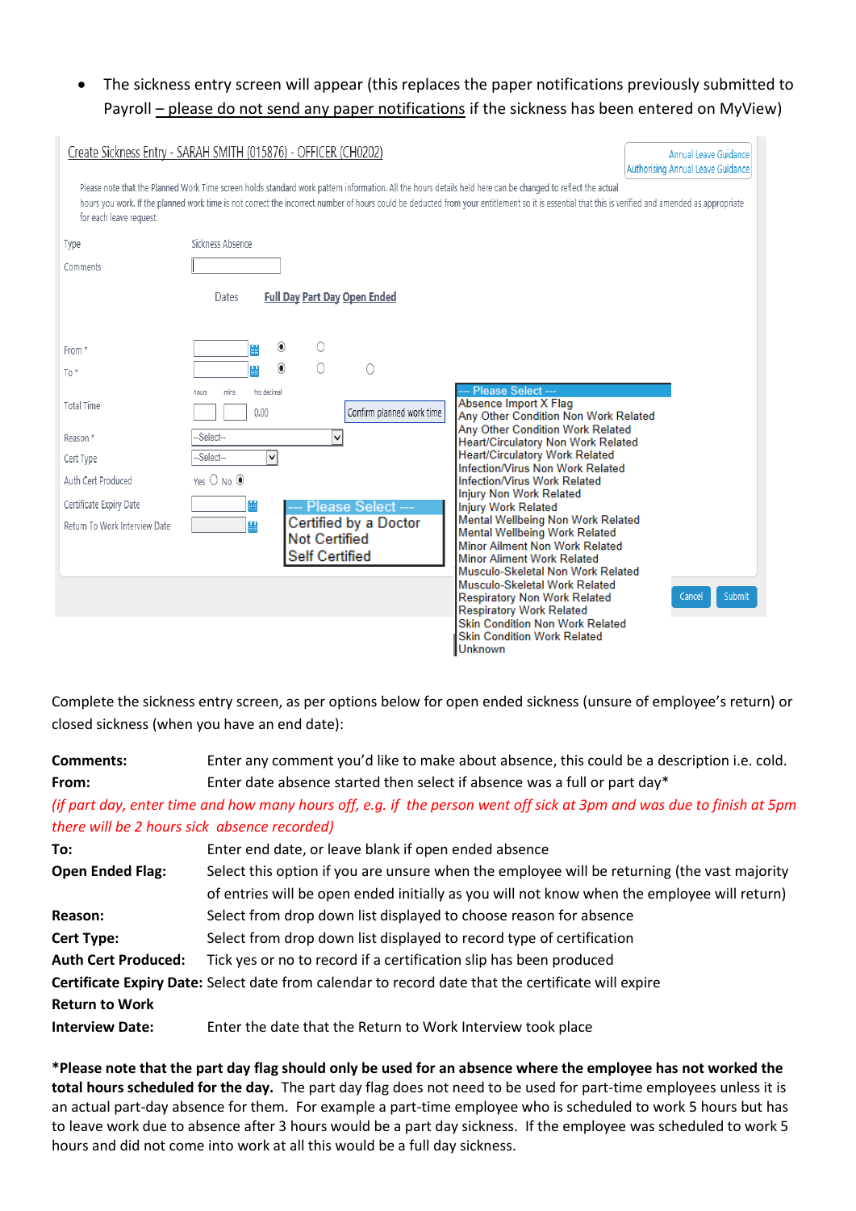- The sickness entry screen will appear (this replaces the paper notifications previously submitted to Payroll – please do not send any paper notifications if the sickness has been entered on MyView)

Create Sickness Entry - SARAH SMITH (015876) - OFFICER (CH0202)

Annual Leave Guidance
Authorising Annual Leave Guidance

Please note that the Planned Work Time screen holds standard work pattern information. All the hours details held here can be changed to reflect the actual hours you work. If the planned work time is not correct the incorrect number of hours could be deducted from your entitlement so it is essential that this is verified and amended as appropriate for each leave request.

Type Sickness Absence

Comments

Dates Full Day Part Day Open Ended

From *

To *

hours mins hrs decimal

Total Time 0.00 Confirm planned work time

Reason * --Select--

Cert Type --Select--

Auth Cert Produced Yes No

Certificate Expiry Date

Return To Work Interview Date

--- Please Select ---
Certified by a Doctor
Not Certified
Self Certified

--- Please Select ---
Absence Import X Flag
Any Other Condition Non Work Related
Any Other Condition Work Related
Heart/Circulatory Non Work Related
Heart/Circulatory Work Related
Infection/Virus Non Work Related
Infection/Virus Work Related
Injury Non Work Related
Injury Work Related
Mental Wellbeing Non Work Related
Mental Wellbeing Work Related
Minor Ailment Non Work Related
Minor Ailment Work Related
Musculo-Skeletal Non Work Related
Musculo-Skeletal Work Related
Respiratory Non Work Related
Respiratory Work Related
Skin Condition Non Work Related
Skin Condition Work Related
Unknown

Cancel Submit

Complete the sickness entry screen, as per options below for open ended sickness (unsure of employee's return) or closed sickness (when you have an end date):

**Comments:** Enter any comment you'd like to make about absence, this could be a description i.e. cold.

**From:** Enter date absence started then select if absence was a full or part day*

*(if part day, enter time and how many hours off, e.g. if the person went off sick at 3pm and was due to finish at 5pm there will be 2 hours sick absence recorded)*

**To:** Enter end date, or leave blank if open ended absence

**Open Ended Flag:** Select this option if you are unsure when the employee will be returning (the vast majority of entries will be open ended initially as you will not know when the employee will return)

**Reason:** Select from drop down list displayed to choose reason for absence

**Cert Type:** Select from drop down list displayed to record type of certification

**Auth Cert Produced:** Tick yes or no to record if a certification slip has been produced

**Certificate Expiry Date:** Select date from calendar to record date that the certificate will expire

**Return to Work Interview Date:** Enter the date that the Return to Work Interview took place

**\*Please note that the part day flag should only be used for an absence where the employee has not worked the total hours scheduled for the day.** The part day flag does not need to be used for part-time employees unless it is an actual part-day absence for them. For example a part-time employee who is scheduled to work 5 hours but has to leave work due to absence after 3 hours would be a part day sickness. If the employee was scheduled to work 5 hours and did not come into work at all this would be a full day sickness.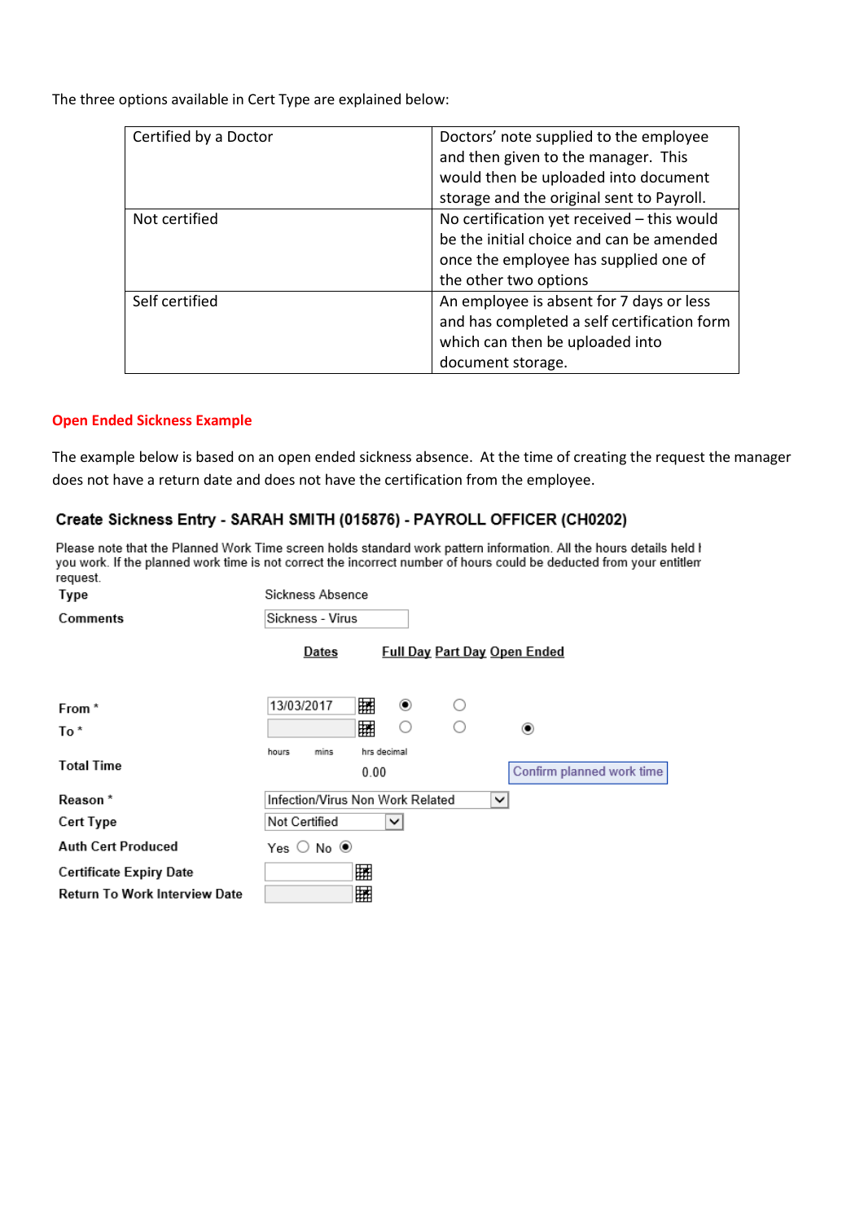The three options available in Cert Type are explained below:

| | |
|---|---|
| Certified by a Doctor | Doctors' note supplied to the employee and then given to the manager. This would then be uploaded into document storage and the original sent to Payroll. |
| Not certified | No certification yet received – this would be the initial choice and can be amended once the employee has supplied one of the other two options |
| Self certified | An employee is absent for 7 days or less and has completed a self certification form which can then be uploaded into document storage. |

**Open Ended Sickness Example**

The example below is based on an open ended sickness absence. At the time of creating the request the manager does not have a return date and does not have the certification from the employee.

**Create Sickness Entry - SARAH SMITH (015876) - PAYROLL OFFICER (CH0202)**

Please note that the Planned Work Time screen holds standard work pattern information. All the hours details held I you work. If the planned work time is not correct the incorrect number of hours could be deducted from your entitlem request.

| | | | | |
|---|---|---|---|---|
| **Type** | Sickness Absence | | | |
| **Comments** | Sickness - Virus | | | |
| | Dates | Full Day | Part Day | Open Ended |
| **From \*** | 13/03/2017 | ◉ | ○ | |
| **To \*** | | ○ | ○ | ◉ |
| **Total Time** | hours mins hrs decimal 0.00 | | | Confirm planned work time |
| **Reason \*** | Infection/Virus Non Work Related | | | |
| **Cert Type** | Not Certified | | | |
| **Auth Cert Produced** | Yes ○ No ◉ | | | |
| **Certificate Expiry Date** | | | | |
| **Return To Work Interview Date** | | | | |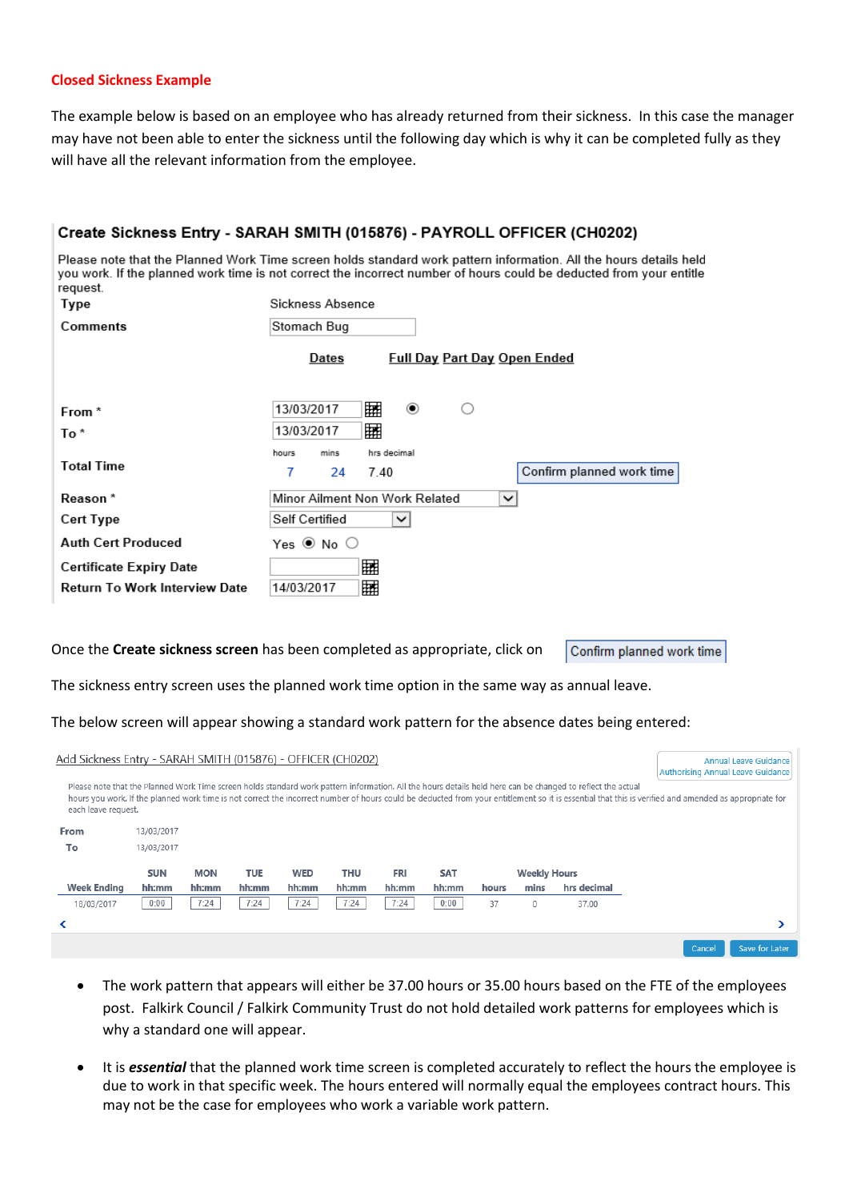**Closed Sickness Example**

The example below is based on an employee who has already returned from their sickness. In this case the manager may have not been able to enter the sickness until the following day which is why it can be completed fully as they will have all the relevant information from the employee.

**Create Sickness Entry - SARAH SMITH (015876) - PAYROLL OFFICER (CH0202)**

Please note that the Planned Work Time screen holds standard work pattern information. All the hours details held you work. If the planned work time is not correct the incorrect number of hours could be deducted from your entitle request.

| | |
|---|---|
| **Type** | Sickness Absence |
| **Comments** | Stomach Bug |
| | Dates — Full Day Part Day Open Ended |
| **From** * | 13/03/2017 (Full Day selected) |
| **To** * | 13/03/2017 |
| **Total Time** | hours 7, mins 24, hrs decimal 7.40 — Confirm planned work time |
| **Reason** * | Minor Ailment Non Work Related |
| **Cert Type** | Self Certified |
| **Auth Cert Produced** | Yes (selected) No |
| **Certificate Expiry Date** | |
| **Return To Work Interview Date** | 14/03/2017 |

Once the **Create sickness screen** has been completed as appropriate, click on Confirm planned work time

The sickness entry screen uses the planned work time option in the same way as annual leave.

The below screen will appear showing a standard work pattern for the absence dates being entered:

Add Sickness Entry - SARAH SMITH (015876) - OFFICER (CH0202)

Annual Leave Guidance
Authorising Annual Leave Guidance

Please note that the Planned Work Time screen holds standard work pattern information. All the hours details held here can be changed to reflect the actual hours you work. If the planned work time is not correct the incorrect number of hours could be deducted from your entitlement so it is essential that this is verified and amended as appropriate for each leave request.

From 13/03/2017
To 13/03/2017

| Week Ending | SUN hh:mm | MON hh:mm | TUE hh:mm | WED hh:mm | THU hh:mm | FRI hh:mm | SAT hh:mm | Weekly Hours hours | mins | hrs decimal |
|---|---|---|---|---|---|---|---|---|---|---|
| 18/03/2017 | 0:00 | 7:24 | 7:24 | 7:24 | 7:24 | 7:24 | 0:00 | 37 | 0 | 37.00 |

Cancel | Save for Later

- The work pattern that appears will either be 37.00 hours or 35.00 hours based on the FTE of the employees post. Falkirk Council / Falkirk Community Trust do not hold detailed work patterns for employees which is why a standard one will appear.
- It is ***essential*** that the planned work time screen is completed accurately to reflect the hours the employee is due to work in that specific week. The hours entered will normally equal the employees contract hours. This may not be the case for employees who work a variable work pattern.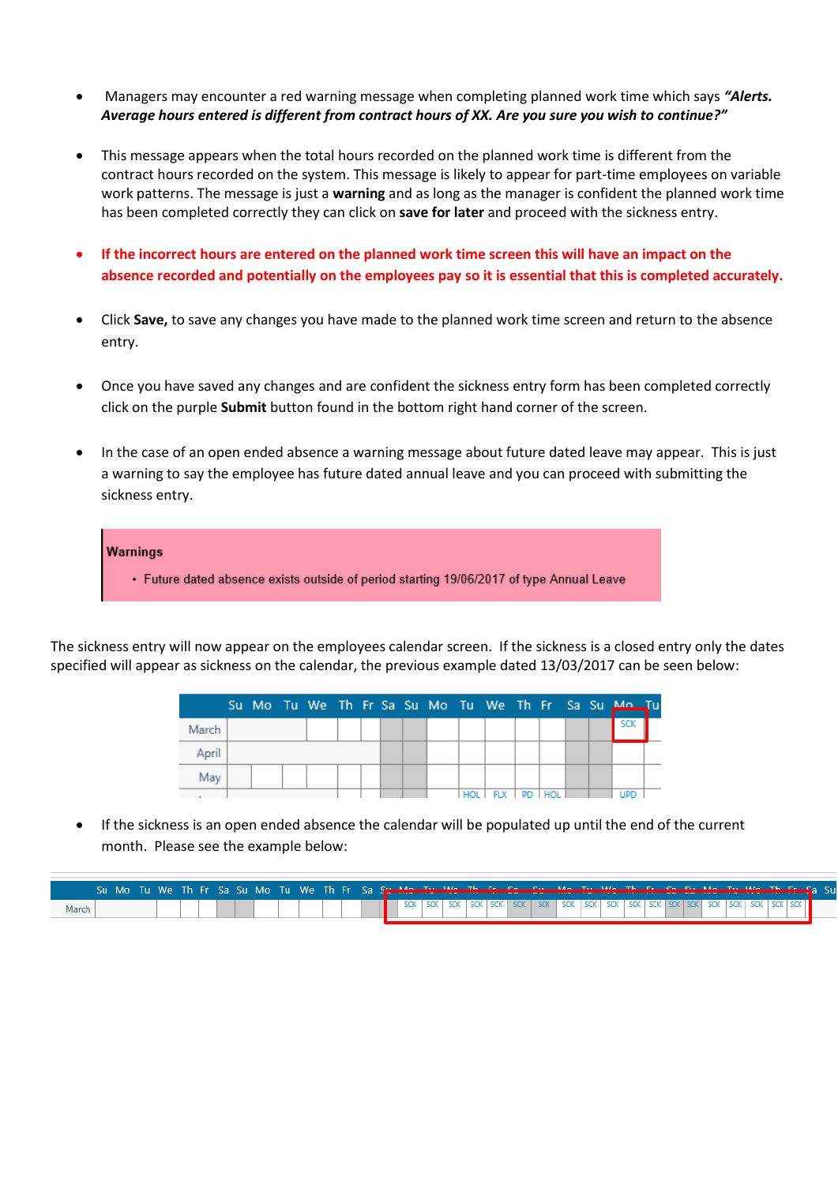- Managers may encounter a red warning message when completing planned work time which says ***"Alerts. Average hours entered is different from contract hours of XX. Are you sure you wish to continue?"***

- This message appears when the total hours recorded on the planned work time is different from the contract hours recorded on the system. This message is likely to appear for part-time employees on variable work patterns. The message is just a **warning** and as long as the manager is confident the planned work time has been completed correctly they can click on **save for later** and proceed with the sickness entry.

- **If the incorrect hours are entered on the planned work time screen this will have an impact on the absence recorded and potentially on the employees pay so it is essential that this is completed accurately.**

- Click **Save,** to save any changes you have made to the planned work time screen and return to the absence entry.

- Once you have saved any changes and are confident the sickness entry form has been completed correctly click on the purple **Submit** button found in the bottom right hand corner of the screen.

- In the case of an open ended absence a warning message about future dated leave may appear. This is just a warning to say the employee has future dated annual leave and you can proceed with submitting the sickness entry.

**Warnings**

- Future dated absence exists outside of period starting 19/06/2017 of type Annual Leave

The sickness entry will now appear on the employees calendar screen. If the sickness is a closed entry only the dates specified will appear as sickness on the calendar, the previous example dated 13/03/2017 can be seen below:

| | Su | Mo | Tu | We | Th | Fr | Sa | Su | Mo | Tu | We | Th | Fr | Sa | Su | Mo | Tu |
|---|---|---|---|---|---|---|---|---|---|---|---|---|---|---|---|---|---|
| March | | | | | | | | | | | | | | | | SCK | |
| April | | | | | | | | | | | | | | | | | |
| May | | | | | | | | | | HOL | FLX | PD | HOL | | | UPD | |

- If the sickness is an open ended absence the calendar will be populated up until the end of the current month. Please see the example below:

| | Su | Mo | Tu | We | Th | Fr | Sa | Su | Mo | Tu | We | Th | Fr | Sa | Su | Mo | Tu | We | Th | Fr | Sa | Su | Mo | Tu | We | Th | Fr | Sa | Su | Mo | Tu | We | Th | Fr | Sa | Su |
|---|---|---|---|---|---|---|---|---|---|---|---|---|---|---|---|---|---|---|---|---|---|---|---|---|---|---|---|---|---|---|---|---|---|---|---|---|
| March | | | | | | | | | | | | | | | | SCK | SCK | SCK | SCK | SCK | SCK | SCK | SCK | SCK | SCK | SCK | SCK | SCK | SCK | SCK | SCK | SCK | SCK | SCK | | |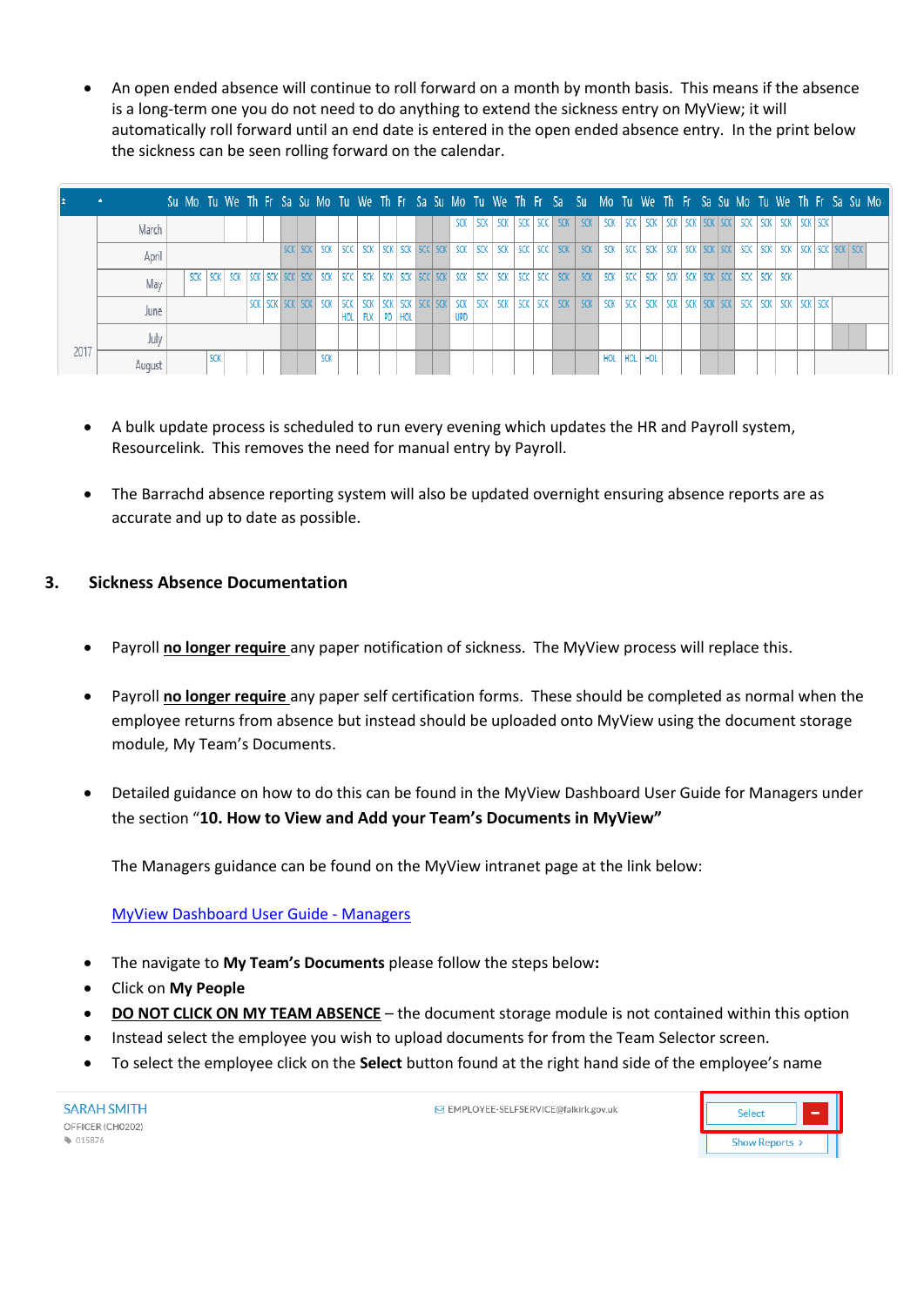- An open ended absence will continue to roll forward on a month by month basis. This means if the absence is a long-term one you do not need to do anything to extend the sickness entry on MyView; it will automatically roll forward until an end date is entered in the open ended absence entry. In the print below the sickness can be seen rolling forward on the calendar.

- A bulk update process is scheduled to run every evening which updates the HR and Payroll system, Resourcelink. This removes the need for manual entry by Payroll.

- The Barrachd absence reporting system will also be updated overnight ensuring absence reports are as accurate and up to date as possible.

## 3. Sickness Absence Documentation

- Payroll **no longer require** any paper notification of sickness. The MyView process will replace this.

- Payroll **no longer require** any paper self certification forms. These should be completed as normal when the employee returns from absence but instead should be uploaded onto MyView using the document storage module, My Team's Documents.

- Detailed guidance on how to do this can be found in the MyView Dashboard User Guide for Managers under the section "**10. How to View and Add your Team's Documents in MyView"**

  The Managers guidance can be found on the MyView intranet page at the link below:

  MyView Dashboard User Guide - Managers

- The navigate to **My Team's Documents** please follow the steps below**:**
- Click on **My People**
- **DO NOT CLICK ON MY TEAM ABSENCE** – the document storage module is not contained within this option
- Instead select the employee you wish to upload documents for from the Team Selector screen.
- To select the employee click on the **Select** button found at the right hand side of the employee's name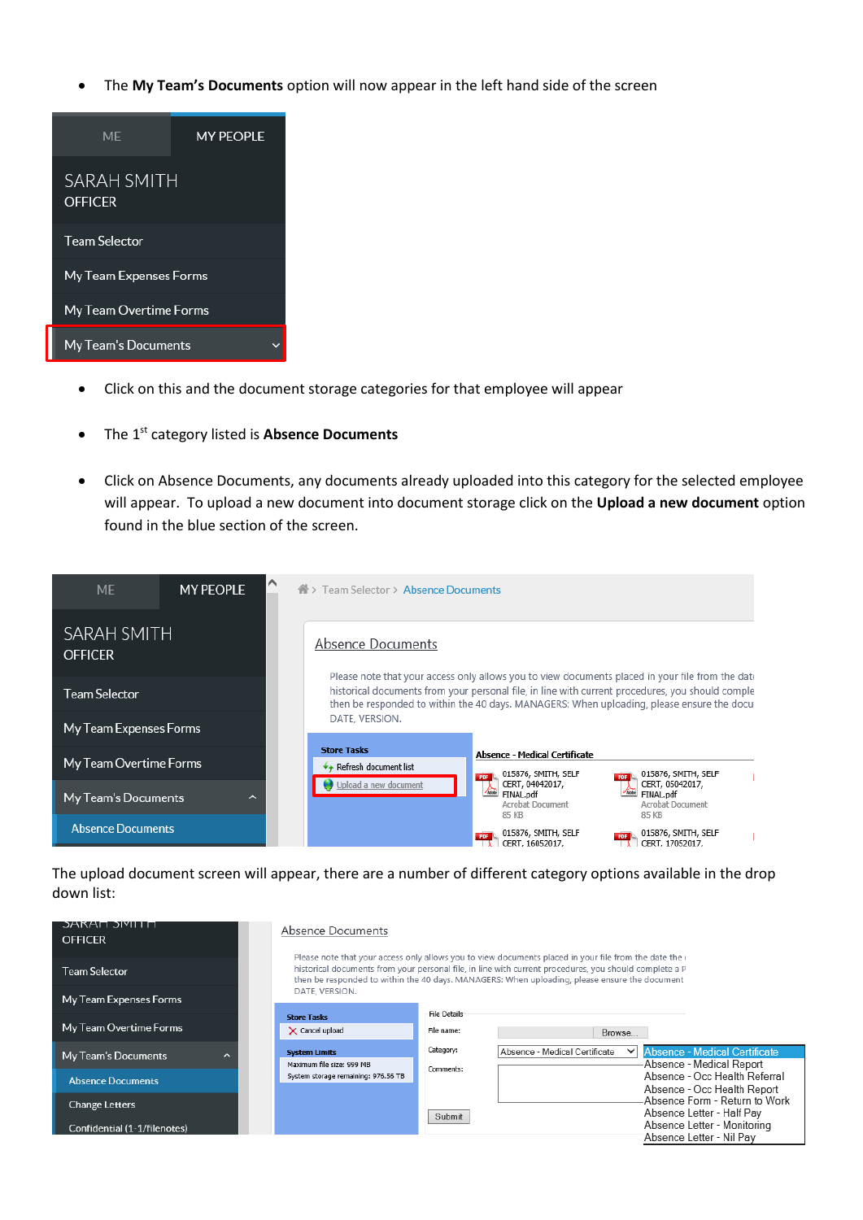- The **My Team's Documents** option will now appear in the left hand side of the screen

- Click on this and the document storage categories for that employee will appear
- The 1st category listed is **Absence Documents**
- Click on Absence Documents, any documents already uploaded into this category for the selected employee will appear. To upload a new document into document storage click on the **Upload a new document** option found in the blue section of the screen.

The upload document screen will appear, there are a number of different category options available in the drop down list: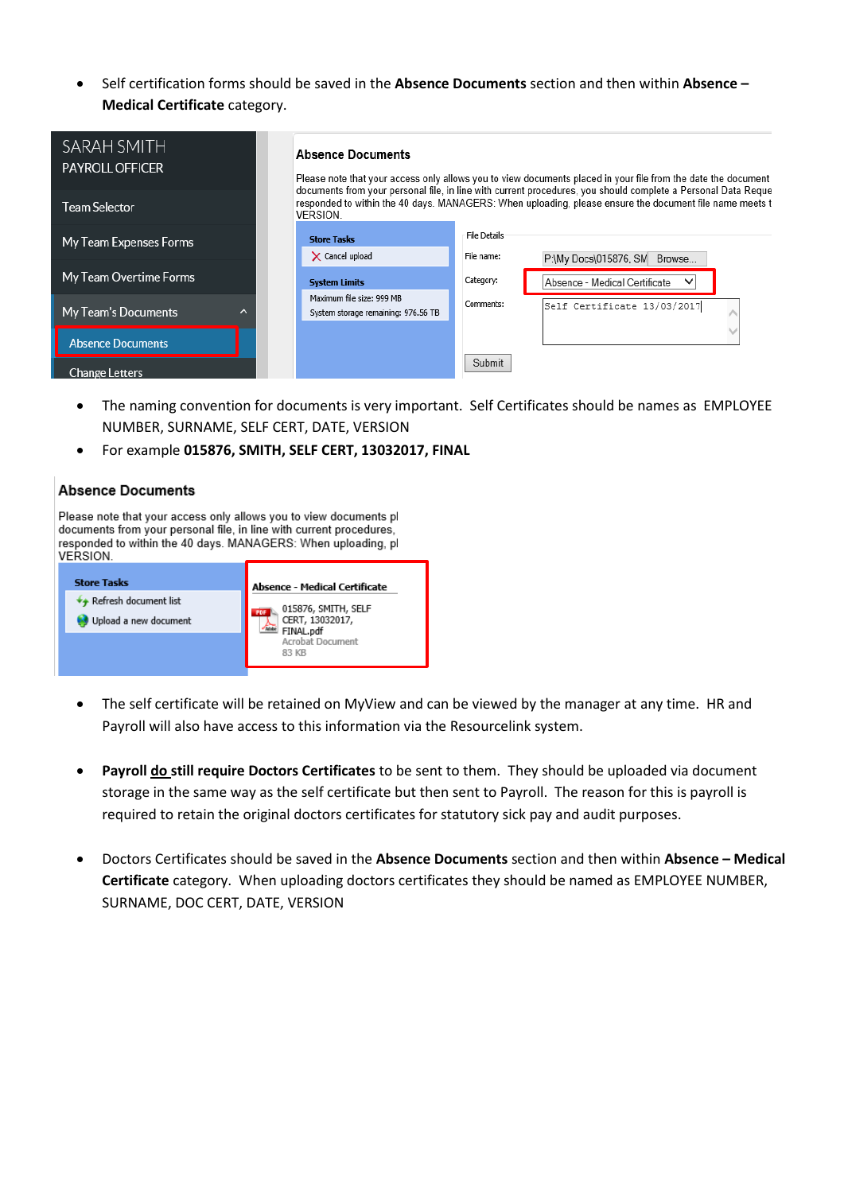- Self certification forms should be saved in the **Absence Documents** section and then within **Absence – Medical Certificate** category.

SARAH SMITH
PAYROLL OFFICER

Team Selector

My Team Expenses Forms

My Team Overtime Forms

My Team's Documents

Absence Documents

Change Letters

Absence Documents

Please note that your access only allows you to view documents placed in your file from the date the document documents from your personal file, in line with current procedures, you should complete a Personal Data Reque responded to within the 40 days. MANAGERS: When uploading, please ensure the document file name meets t VERSION.

Store Tasks

Cancel upload

System Limits

Maximum file size: 999 MB

System storage remaining: 976.56 TB

File Details

File name: P:\My Docs\015876, SM Browse...

Category: Absence - Medical Certificate

Comments: Self Certificate 13/03/2017

Submit

- The naming convention for documents is very important. Self Certificates should be names as EMPLOYEE NUMBER, SURNAME, SELF CERT, DATE, VERSION
- For example **015876, SMITH, SELF CERT, 13032017, FINAL**

Absence Documents

Please note that your access only allows you to view documents pl documents from your personal file, in line with current procedures, responded to within the 40 days. MANAGERS: When uploading, pl VERSION.

Store Tasks

Refresh document list

Upload a new document

Absence - Medical Certificate

015876, SMITH, SELF CERT, 13032017, FINAL.pdf
Acrobat Document
83 KB

- The self certificate will be retained on MyView and can be viewed by the manager at any time. HR and Payroll will also have access to this information via the Resourcelink system.

- **Payroll do still require Doctors Certificates** to be sent to them. They should be uploaded via document storage in the same way as the self certificate but then sent to Payroll. The reason for this is payroll is required to retain the original doctors certificates for statutory sick pay and audit purposes.

- Doctors Certificates should be saved in the **Absence Documents** section and then within **Absence – Medical Certificate** category. When uploading doctors certificates they should be named as EMPLOYEE NUMBER, SURNAME, DOC CERT, DATE, VERSION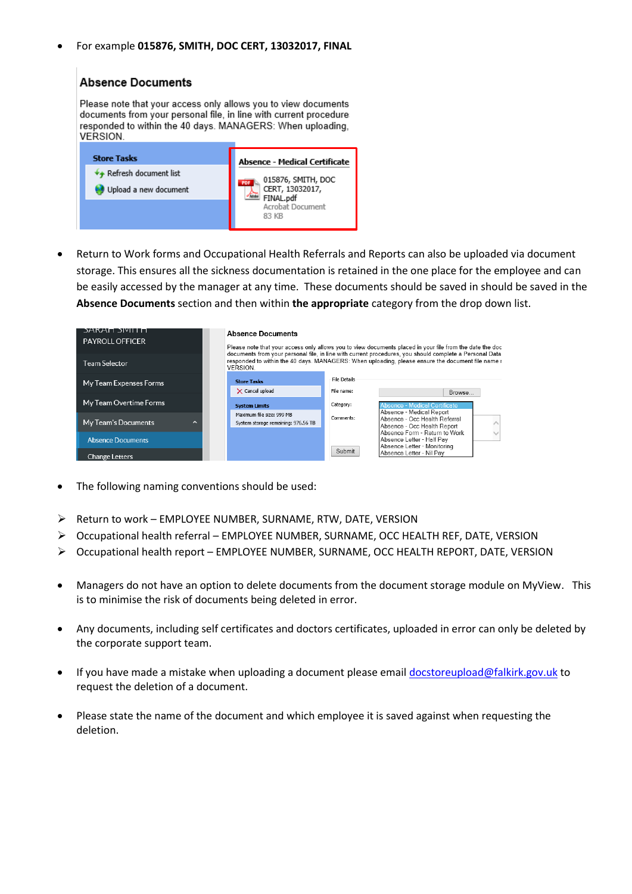- For example **015876, SMITH, DOC CERT, 13032017, FINAL**

- Return to Work forms and Occupational Health Referrals and Reports can also be uploaded via document storage. This ensures all the sickness documentation is retained in the one place for the employee and can be easily accessed by the manager at any time. These documents should be saved in should be saved in the **Absence Documents** section and then within **the appropriate** category from the drop down list.

- The following naming conventions should be used:

➢ Return to work – EMPLOYEE NUMBER, SURNAME, RTW, DATE, VERSION
➢ Occupational health referral – EMPLOYEE NUMBER, SURNAME, OCC HEALTH REF, DATE, VERSION
➢ Occupational health report – EMPLOYEE NUMBER, SURNAME, OCC HEALTH REPORT, DATE, VERSION

- Managers do not have an option to delete documents from the document storage module on MyView. This is to minimise the risk of documents being deleted in error.

- Any documents, including self certificates and doctors certificates, uploaded in error can only be deleted by the corporate support team.

- If you have made a mistake when uploading a document please email docstoreupload@falkirk.gov.uk to request the deletion of a document.

- Please state the name of the document and which employee it is saved against when requesting the deletion.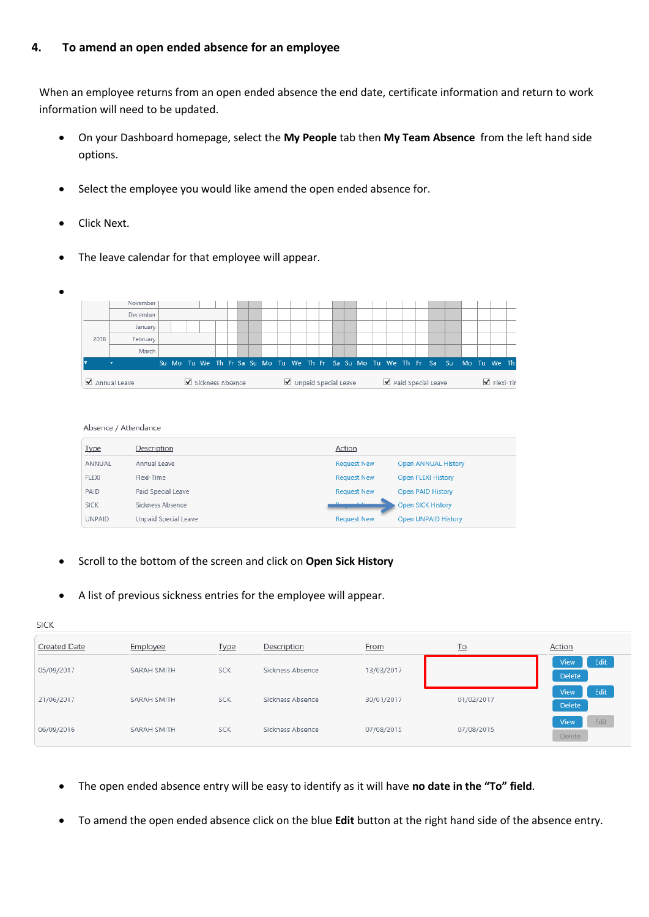## 4. To amend an open ended absence for an employee

When an employee returns from an open ended absence the end date, certificate information and return to work information will need to be updated.

- On your Dashboard homepage, select the **My People** tab then **My Team Absence** from the left hand side options.
- Select the employee you would like amend the open ended absence for.
- Click Next.
- The leave calendar for that employee will appear.
- 

Absence / Attendance

| Type | Description | Action | |
|---|---|---|---|
| ANNUAL | Annual Leave | Request New | Open ANNUAL History |
| FLEXI | Flexi-Time | Request New | Open FLEXI History |
| PAID | Paid Special Leave | Request New | Open PAID History |
| SICK | Sickness Absence | Request New | Open SICK History |
| UNPAID | Unpaid Special Leave | Request New | Open UNPAID History |

- Scroll to the bottom of the screen and click on **Open Sick History**
- A list of previous sickness entries for the employee will appear.

SICK

| Created Date | Employee | Type | Description | From | To | Action |
|---|---|---|---|---|---|---|
| 05/09/2017 | SARAH SMITH | SCK | Sickness Absence | 13/03/2017 | | View Edit Delete |
| 21/06/2017 | SARAH SMITH | SCK | Sickness Absence | 30/01/2017 | 01/02/2017 | View Edit Delete |
| 06/09/2016 | SARAH SMITH | SCK | Sickness Absence | 07/08/2015 | 07/08/2015 | View Edit Delete |

- The open ended absence entry will be easy to identify as it will have **no date in the "To" field**.
- To amend the open ended absence click on the blue **Edit** button at the right hand side of the absence entry.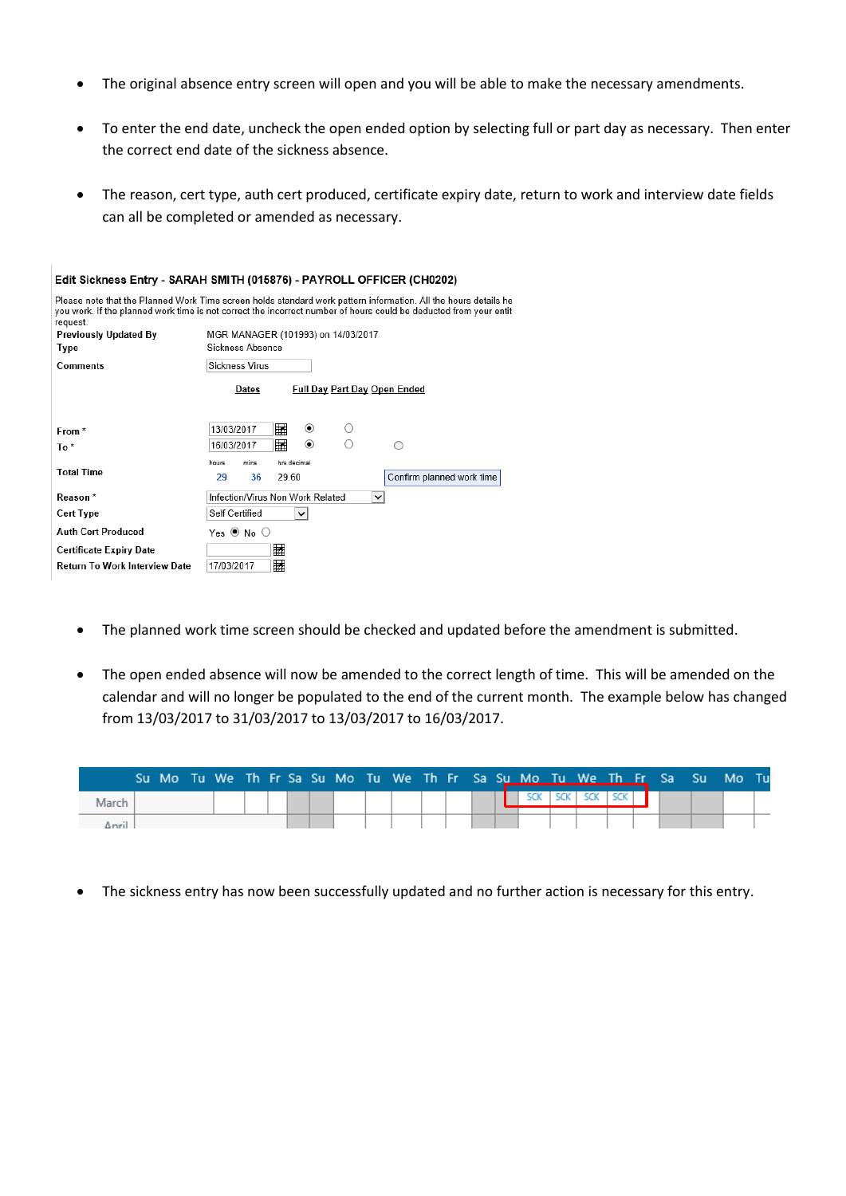- The original absence entry screen will open and you will be able to make the necessary amendments.

- To enter the end date, uncheck the open ended option by selecting full or part day as necessary. Then enter the correct end date of the sickness absence.

- The reason, cert type, auth cert produced, certificate expiry date, return to work and interview date fields can all be completed or amended as necessary.

**Edit Sickness Entry - SARAH SMITH (015876) - PAYROLL OFFICER (CH0202)**

Please note that the Planned Work Time screen holds standard work pattern information. All the hours details he you work. If the planned work time is not correct the incorrect number of hours could be deducted from your entit request.

| | |
|---|---|
| Previously Updated By | MGR MANAGER (101993) on 14/03/2017 |
| Type | Sickness Absence |
| Comments | Sickness Virus |
| | Dates / Full Day / Part Day / Open Ended |
| From * | 13/03/2017 (Full Day) |
| To * | 16/03/2017 (Full Day) |
| Total Time | hours 29 mins 36 hrs decimal 29.60 — Confirm planned work time |
| Reason * | Infection/Virus Non Work Related |
| Cert Type | Self Certified |
| Auth Cert Produced | Yes ● No ○ |
| Certificate Expiry Date | |
| Return To Work Interview Date | 17/03/2017 |

- The planned work time screen should be checked and updated before the amendment is submitted.

- The open ended absence will now be amended to the correct length of time. This will be amended on the calendar and will no longer be populated to the end of the current month. The example below has changed from 13/03/2017 to 31/03/2017 to 13/03/2017 to 16/03/2017.

| | Su | Mo | Tu | We | Th | Fr | Sa | Su | Mo | Tu | We | Th | Fr | Sa | Su | Mo | Tu | We | Th | Fr | Sa | Su | Mo | Tu |
|---|---|---|---|---|---|---|---|---|---|---|---|---|---|---|---|---|---|---|---|---|---|---|---|---|
| March | | | | | | | | | | | | | | | | SCK | SCK | SCK | SCK | | | | | |
| April | | | | | | | | | | | | | | | | | | | | | | | | |

- The sickness entry has now been successfully updated and no further action is necessary for this entry.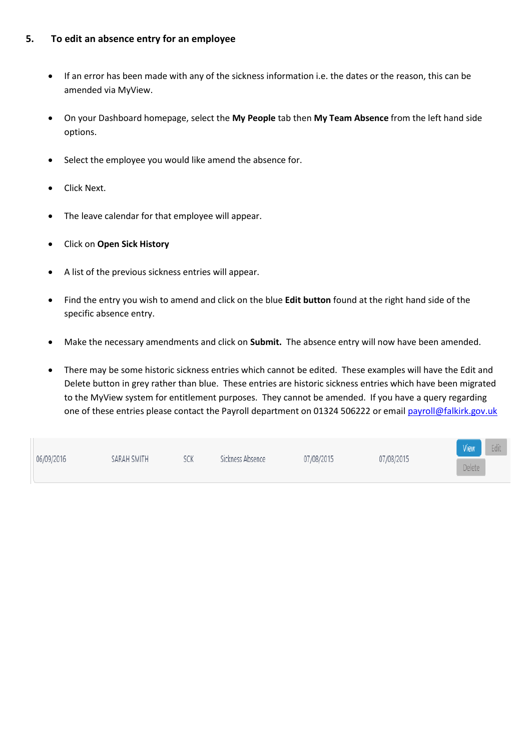## 5. To edit an absence entry for an employee

- If an error has been made with any of the sickness information i.e. the dates or the reason, this can be amended via MyView.
- On your Dashboard homepage, select the **My People** tab then **My Team Absence** from the left hand side options.
- Select the employee you would like amend the absence for.
- Click Next.
- The leave calendar for that employee will appear.
- Click on **Open Sick History**
- A list of the previous sickness entries will appear.
- Find the entry you wish to amend and click on the blue **Edit button** found at the right hand side of the specific absence entry.
- Make the necessary amendments and click on **Submit.** The absence entry will now have been amended.
- There may be some historic sickness entries which cannot be edited. These examples will have the Edit and Delete button in grey rather than blue. These entries are historic sickness entries which have been migrated to the MyView system for entitlement purposes. They cannot be amended. If you have a query regarding one of these entries please contact the Payroll department on 01324 506222 or email payroll@falkirk.gov.uk

| | | | | | | |
|---|---|---|---|---|---|---|
| 06/09/2016 | SARAH SMITH | SCK | Sickness Absence | 07/08/2015 | 07/08/2015 | View Edit Delete |